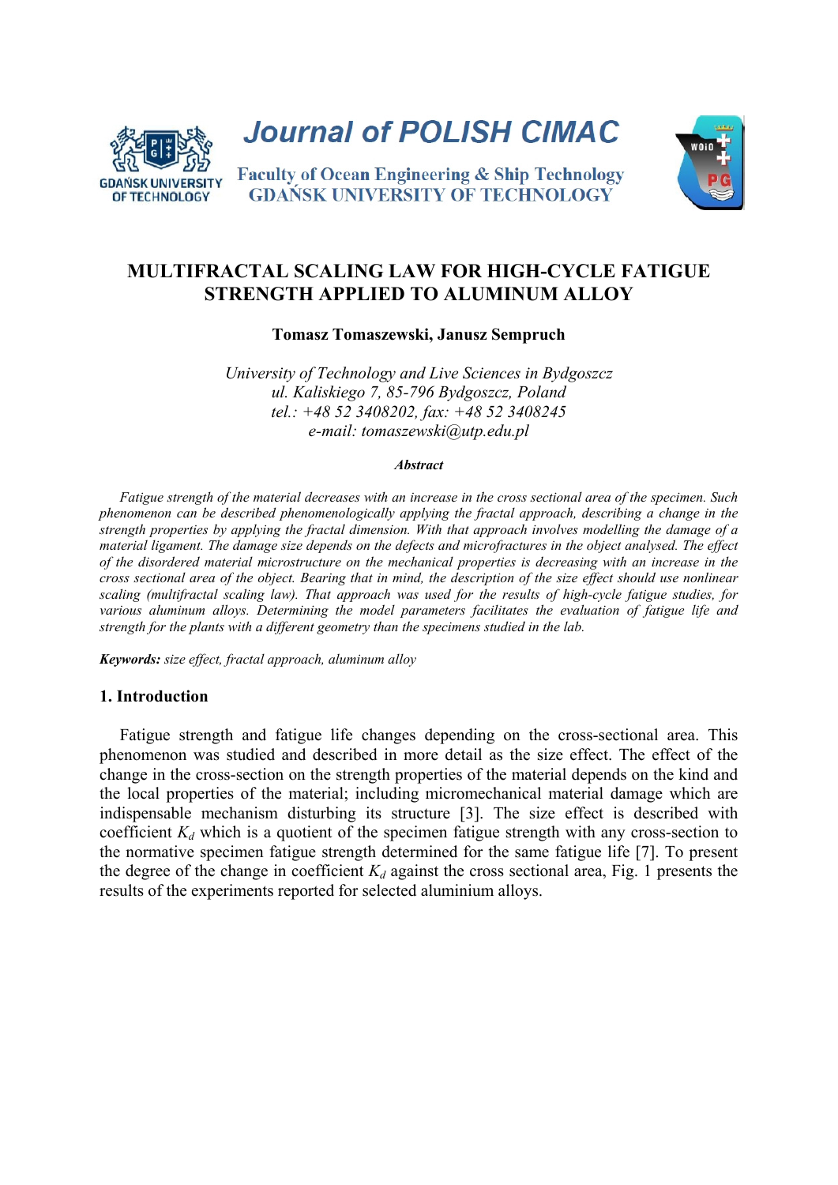# MULTIFRACTAL SCALING LAW FOR HIGH-CYCLE FATIGUE STRENGTH APPLIED TO ALUMINUM ALLOY

**Tomasz Tomaszewski, Janusz Sempruch**

*University of Technology and Live Sciences in Bydgoszcz*
*ul. Kaliskiego 7, 85-796 Bydgoszcz, Poland*
*tel.: +48 52 3408202, fax: +48 52 3408245*
*e-mail: tomaszewski@utp.edu.pl*

***Abstract***

*Fatigue strength of the material decreases with an increase in the cross sectional area of the specimen. Such phenomenon can be described phenomenologically applying the fractal approach, describing a change in the strength properties by applying the fractal dimension. With that approach involves modelling the damage of a material ligament. The damage size depends on the defects and microfractures in the object analysed. The effect of the disordered material microstructure on the mechanical properties is decreasing with an increase in the cross sectional area of the object. Bearing that in mind, the description of the size effect should use nonlinear scaling (multifractal scaling law). That approach was used for the results of high-cycle fatigue studies, for various aluminum alloys. Determining the model parameters facilitates the evaluation of fatigue life and strength for the plants with a different geometry than the specimens studied in the lab.*

***Keywords:*** *size effect, fractal approach, aluminum alloy*

## 1. Introduction

Fatigue strength and fatigue life changes depending on the cross-sectional area. This phenomenon was studied and described in more detail as the size effect. The effect of the change in the cross-section on the strength properties of the material depends on the kind and the local properties of the material; including micromechanical material damage which are indispensable mechanism disturbing its structure [3]. The size effect is described with coefficient $K_d$ which is a quotient of the specimen fatigue strength with any cross-section to the normative specimen fatigue strength determined for the same fatigue life [7]. To present the degree of the change in coefficient $K_d$ against the cross sectional area, Fig. 1 presents the results of the experiments reported for selected aluminium alloys.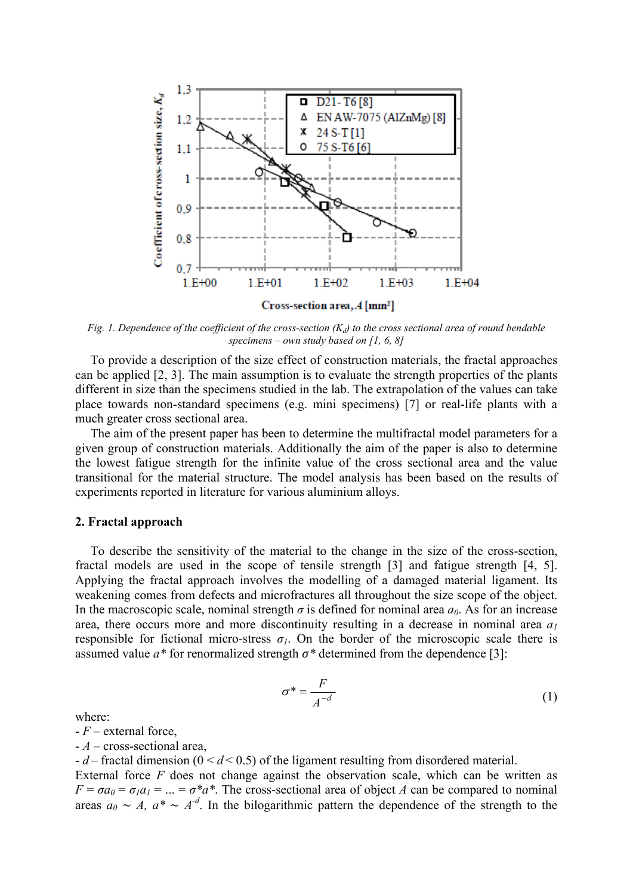Fig. 1. Dependence of the coefficient of the cross-section ($K_d$) to the cross sectional area of round bendable specimens – own study based on [1, 6, 8]

To provide a description of the size effect of construction materials, the fractal approaches can be applied [2, 3]. The main assumption is to evaluate the strength properties of the plants different in size than the specimens studied in the lab. The extrapolation of the values can take place towards non-standard specimens (e.g. mini specimens) [7] or real-life plants with a much greater cross sectional area.

The aim of the present paper has been to determine the multifractal model parameters for a given group of construction materials. Additionally the aim of the paper is also to determine the lowest fatigue strength for the infinite value of the cross sectional area and the value transitional for the material structure. The model analysis has been based on the results of experiments reported in literature for various aluminium alloys.

## 2. Fractal approach

To describe the sensitivity of the material to the change in the size of the cross-section, fractal models are used in the scope of tensile strength [3] and fatigue strength [4, 5]. Applying the fractal approach involves the modelling of a damaged material ligament. Its weakening comes from defects and microfractures all throughout the size scope of the object. In the macroscopic scale, nominal strength $\sigma$ is defined for nominal area $a_0$. As for an increase area, there occurs more and more discontinuity resulting in a decrease in nominal area $a_1$ responsible for fictional micro-stress $\sigma_1$. On the border of the microscopic scale there is assumed value $a^*$ for renormalized strength $\sigma^*$ determined from the dependence [3]:

$$\sigma^* = \frac{F}{A^{-d}} \tag{1}$$

where:

- $F$ – external force,
- $A$ – cross-sectional area,
- $d$ – fractal dimension ($0 < d < 0.5$) of the ligament resulting from disordered material.

External force $F$ does not change against the observation scale, which can be written as $F = \sigma a_0 = \sigma_1 a_1 = ... = \sigma^* a^*$. The cross-sectional area of object $A$ can be compared to nominal areas $a_0 \sim A$, $a^* \sim A^{-d}$. In the bilogarithmic pattern the dependence of the strength to the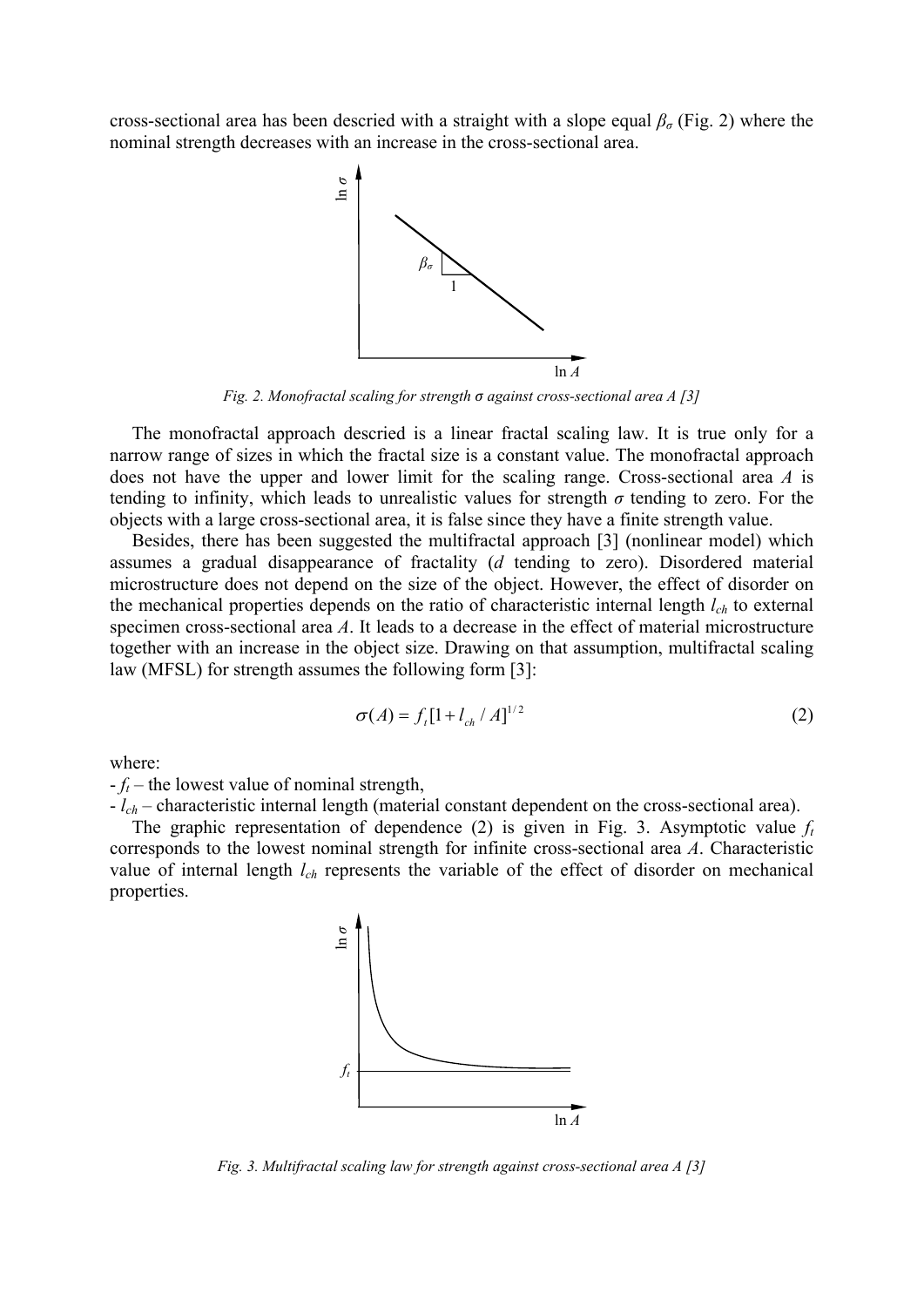cross-sectional area has been descried with a straight with a slope equal $\beta_\sigma$ (Fig. 2) where the nominal strength decreases with an increase in the cross-sectional area.

*Fig. 2. Monofractal scaling for strength σ against cross-sectional area A [3]*

The monofractal approach descried is a linear fractal scaling law. It is true only for a narrow range of sizes in which the fractal size is a constant value. The monofractal approach does not have the upper and lower limit for the scaling range. Cross-sectional area $A$ is tending to infinity, which leads to unrealistic values for strength $\sigma$ tending to zero. For the objects with a large cross-sectional area, it is false since they have a finite strength value.

Besides, there has been suggested the multifractal approach [3] (nonlinear model) which assumes a gradual disappearance of fractality ($d$ tending to zero). Disordered material microstructure does not depend on the size of the object. However, the effect of disorder on the mechanical properties depends on the ratio of characteristic internal length $l_{ch}$ to external specimen cross-sectional area $A$. It leads to a decrease in the effect of material microstructure together with an increase in the object size. Drawing on that assumption, multifractal scaling law (MFSL) for strength assumes the following form [3]:

$$\sigma(A) = f_t[1 + l_{ch} / A]^{1/2} \tag{2}$$

where:
- $f_t$ – the lowest value of nominal strength,
- $l_{ch}$ – characteristic internal length (material constant dependent on the cross-sectional area).

The graphic representation of dependence (2) is given in Fig. 3. Asymptotic value $f_t$ corresponds to the lowest nominal strength for infinite cross-sectional area $A$. Characteristic value of internal length $l_{ch}$ represents the variable of the effect of disorder on mechanical properties.

*Fig. 3. Multifractal scaling law for strength against cross-sectional area A [3]*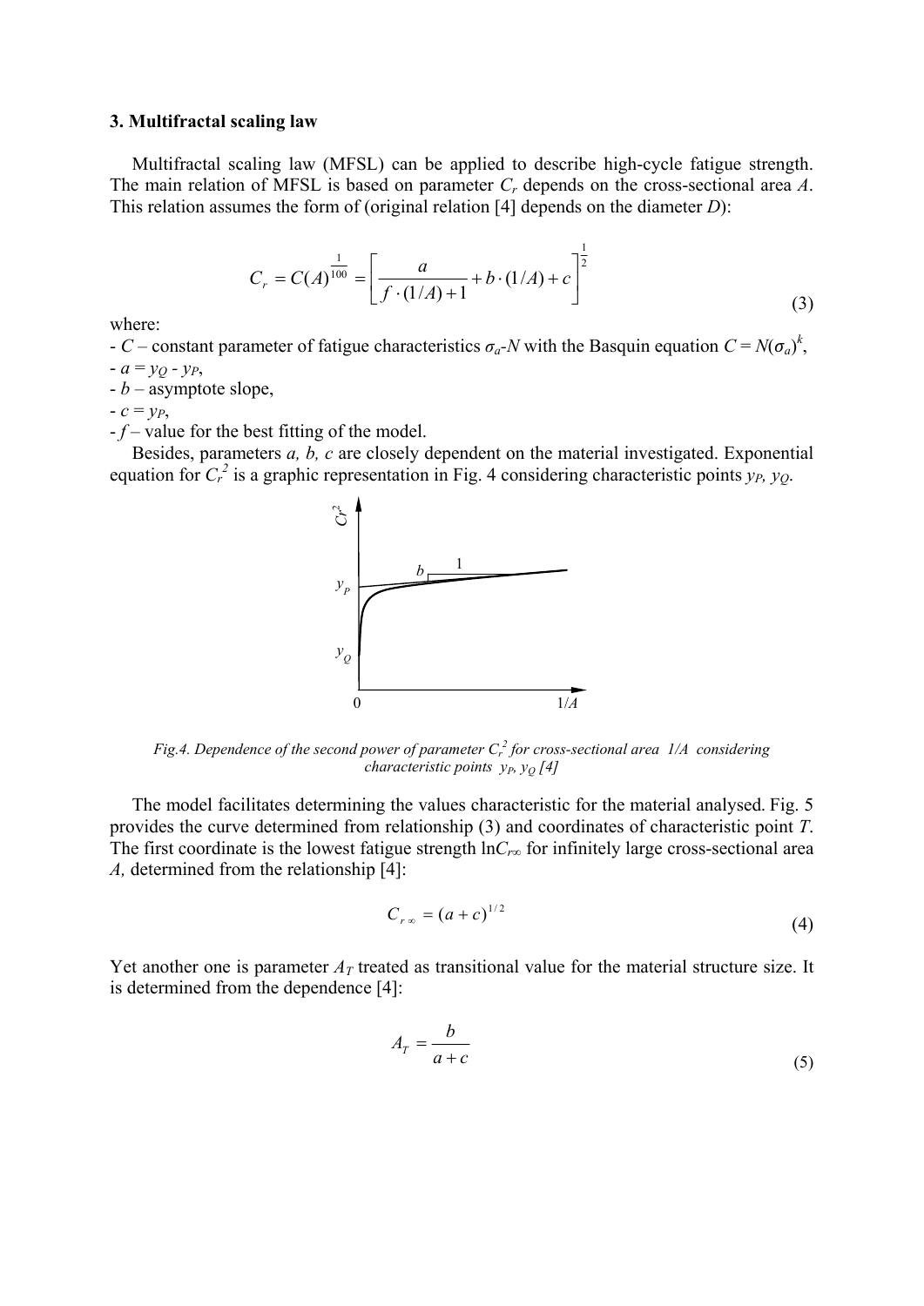### 3. Multifractal scaling law

Multifractal scaling law (MFSL) can be applied to describe high-cycle fatigue strength. The main relation of MFSL is based on parameter $C_r$ depends on the cross-sectional area $A$. This relation assumes the form of (original relation [4] depends on the diameter $D$):

$$C_r = C(A)^{\frac{1}{100}} = \left[ \frac{a}{f \cdot (1/A) + 1} + b \cdot (1/A) + c \right]^{\frac{1}{2}} \tag{3}$$

where:

- $C$ – constant parameter of fatigue characteristics $\sigma_a$-$N$ with the Basquin equation $C = N(\sigma_a)^k$,
- $a = y_Q - y_P$,
- $b$ – asymptote slope,
- $c = y_P$,
- $f$ – value for the best fitting of the model.

Besides, parameters $a$, $b$, $c$ are closely dependent on the material investigated. Exponential equation for $C_r^2$ is a graphic representation in Fig. 4 considering characteristic points $y_P$, $y_Q$.

*Fig.4. Dependence of the second power of parameter $C_r^2$ for cross-sectional area 1/A considering characteristic points $y_P$, $y_Q$ [4]*

The model facilitates determining the values characteristic for the material analysed. Fig. 5 provides the curve determined from relationship (3) and coordinates of characteristic point $T$. The first coordinate is the lowest fatigue strength $\ln C_{r\infty}$ for infinitely large cross-sectional area $A$, determined from the relationship [4]:

$$C_{r\infty} = (a + c)^{1/2} \tag{4}$$

Yet another one is parameter $A_T$ treated as transitional value for the material structure size. It is determined from the dependence [4]:

$$A_T = \frac{b}{a + c} \tag{5}$$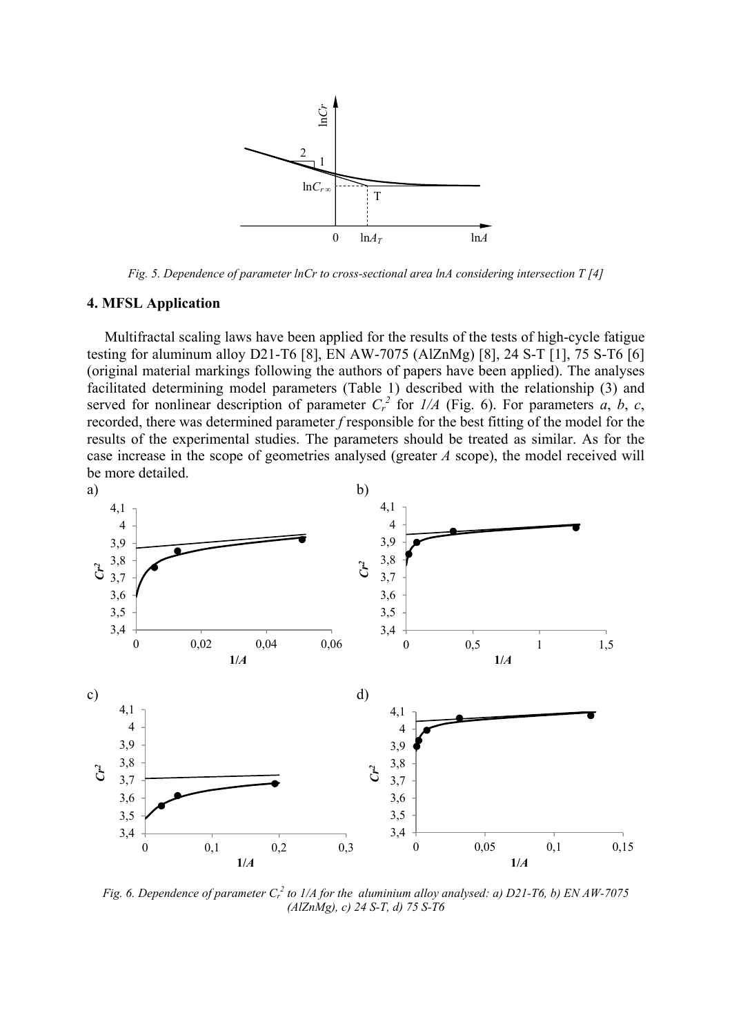*Fig. 5. Dependence of parameter lnCr to cross-sectional area lnA considering intersection T [4]*

## 4. MFSL Application

Multifractal scaling laws have been applied for the results of the tests of high-cycle fatigue testing for aluminum alloy D21-T6 [8], EN AW-7075 (AlZnMg) [8], 24 S-T [1], 75 S-T6 [6] (original material markings following the authors of papers have been applied). The analyses facilitated determining model parameters (Table 1) described with the relationship (3) and served for nonlinear description of parameter $C_r^2$ for $1/A$ (Fig. 6). For parameters $a$, $b$, $c$, recorded, there was determined parameter $f$ responsible for the best fitting of the model for the results of the experimental studies. The parameters should be treated as similar. As for the case increase in the scope of geometries analysed (greater $A$ scope), the model received will be more detailed.

*Fig. 6. Dependence of parameter $C_r^2$ to 1/A for the aluminium alloy analysed: a) D21-T6, b) EN AW-7075 (AlZnMg), c) 24 S-T, d) 75 S-T6*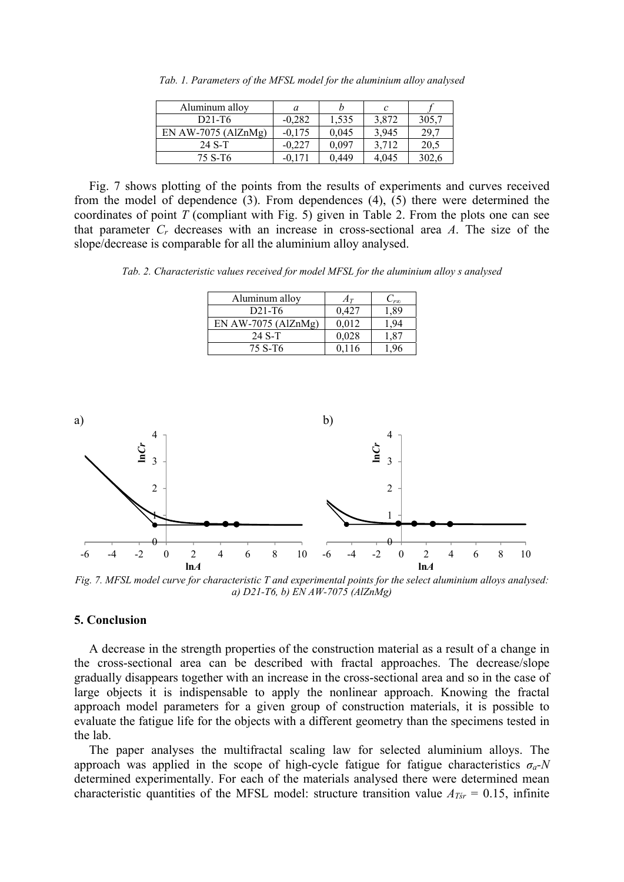*Tab. 1. Parameters of the MFSL model for the aluminium alloy analysed*

| Aluminum alloy | $a$ | $b$ | $c$ | $f$ |
|---|---|---|---|---|
| D21-T6 | -0,282 | 1,535 | 3,872 | 305,7 |
| EN AW-7075 (AlZnMg) | -0,175 | 0,045 | 3,945 | 29,7 |
| 24 S-T | -0,227 | 0,097 | 3,712 | 20,5 |
| 75 S-T6 | -0,171 | 0,449 | 4,045 | 302,6 |

Fig. 7 shows plotting of the points from the results of experiments and curves received from the model of dependence (3). From dependences (4), (5) there were determined the coordinates of point $T$ (compliant with Fig. 5) given in Table 2. From the plots one can see that parameter $C_r$ decreases with an increase in cross-sectional area $A$. The size of the slope/decrease is comparable for all the aluminium alloy analysed.

*Tab. 2. Characteristic values received for model MFSL for the aluminium alloy s analysed*

| Aluminum alloy | $A_T$ | $C_{r\infty}$ |
|---|---|---|
| D21-T6 | 0,427 | 1,89 |
| EN AW-7075 (AlZnMg) | 0,012 | 1,94 |
| 24 S-T | 0,028 | 1,87 |
| 75 S-T6 | 0,116 | 1,96 |

*Fig. 7. MFSL model curve for characteristic T and experimental points for the select aluminium alloys analysed: a) D21-T6, b) EN AW-7075 (AlZnMg)*

## 5. Conclusion

A decrease in the strength properties of the construction material as a result of a change in the cross-sectional area can be described with fractal approaches. The decrease/slope gradually disappears together with an increase in the cross-sectional area and so in the case of large objects it is indispensable to apply the nonlinear approach. Knowing the fractal approach model parameters for a given group of construction materials, it is possible to evaluate the fatigue life for the objects with a different geometry than the specimens tested in the lab.

The paper analyses the multifractal scaling law for selected aluminium alloys. The approach was applied in the scope of high-cycle fatigue for fatigue characteristics $\sigma_a$-$N$ determined experimentally. For each of the materials analysed there were determined mean characteristic quantities of the MFSL model: structure transition value $A_{Tśr}$ = 0.15, infinite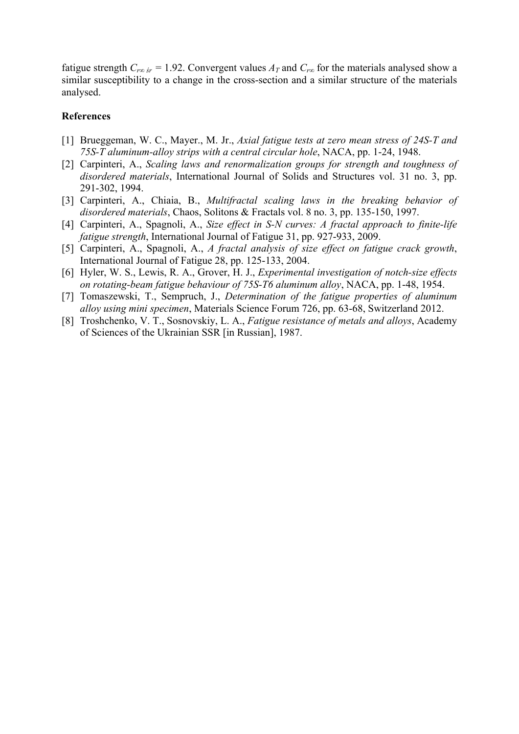fatigue strength $C_{r\infty\ śr}$ = 1.92. Convergent values $A_T$ and $C_{r\infty}$ for the materials analysed show a similar susceptibility to a change in the cross-section and a similar structure of the materials analysed.

**References**

[1] Brueggeman, W. C., Mayer., M. Jr., *Axial fatigue tests at zero mean stress of 24S-T and 75S-T aluminum-alloy strips with a central circular hole*, NACA, pp. 1-24, 1948.

[2] Carpinteri, A., *Scaling laws and renormalization groups for strength and toughness of disordered materials*, International Journal of Solids and Structures vol. 31 no. 3, pp. 291-302, 1994.

[3] Carpinteri, A., Chiaia, B., *Multifractal scaling laws in the breaking behavior of disordered materials*, Chaos, Solitons & Fractals vol. 8 no. 3, pp. 135-150, 1997.

[4] Carpinteri, A., Spagnoli, A., *Size effect in S-N curves: A fractal approach to finite-life fatigue strength*, International Journal of Fatigue 31, pp. 927-933, 2009.

[5] Carpinteri, A., Spagnoli, A., *A fractal analysis of size effect on fatigue crack growth*, International Journal of Fatigue 28, pp. 125-133, 2004.

[6] Hyler, W. S., Lewis, R. A., Grover, H. J., *Experimental investigation of notch-size effects on rotating-beam fatigue behaviour of 75S-T6 aluminum alloy*, NACA, pp. 1-48, 1954.

[7] Tomaszewski, T., Sempruch, J., *Determination of the fatigue properties of aluminum alloy using mini specimen*, Materials Science Forum 726, pp. 63-68, Switzerland 2012.

[8] Troshchenko, V. T., Sosnovskiy, L. A., *Fatigue resistance of metals and alloys*, Academy of Sciences of the Ukrainian SSR [in Russian], 1987.